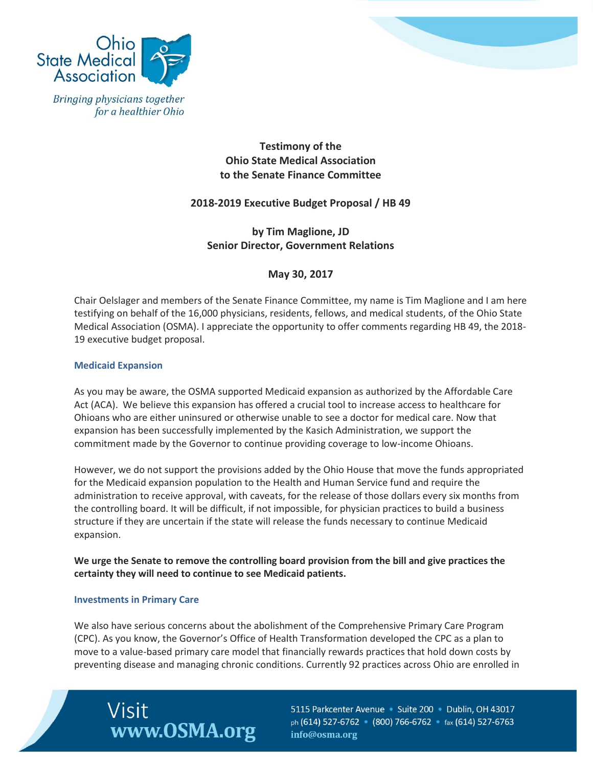Ohio State Medical Association

*Bringing physicians together for a healthier Ohio*

**Testimony of the Ohio State Medical Association to the Senate Finance Committee**

**2018-2019 Executive Budget Proposal / HB 49**

**by Tim Maglione, JD**
**Senior Director, Government Relations**

**May 30, 2017**

Chair Oelslager and members of the Senate Finance Committee, my name is Tim Maglione and I am here testifying on behalf of the 16,000 physicians, residents, fellows, and medical students, of the Ohio State Medical Association (OSMA). I appreciate the opportunity to offer comments regarding HB 49, the 2018-19 executive budget proposal.

### Medicaid Expansion

As you may be aware, the OSMA supported Medicaid expansion as authorized by the Affordable Care Act (ACA). We believe this expansion has offered a crucial tool to increase access to healthcare for Ohioans who are either uninsured or otherwise unable to see a doctor for medical care. Now that expansion has been successfully implemented by the Kasich Administration, we support the commitment made by the Governor to continue providing coverage to low-income Ohioans.

However, we do not support the provisions added by the Ohio House that move the funds appropriated for the Medicaid expansion population to the Health and Human Service fund and require the administration to receive approval, with caveats, for the release of those dollars every six months from the controlling board. It will be difficult, if not impossible, for physician practices to build a business structure if they are uncertain if the state will release the funds necessary to continue Medicaid expansion.

**We urge the Senate to remove the controlling board provision from the bill and give practices the certainty they will need to continue to see Medicaid patients.**

### Investments in Primary Care

We also have serious concerns about the abolishment of the Comprehensive Primary Care Program (CPC). As you know, the Governor's Office of Health Transformation developed the CPC as a plan to move to a value-based primary care model that financially rewards practices that hold down costs by preventing disease and managing chronic conditions. Currently 92 practices across Ohio are enrolled in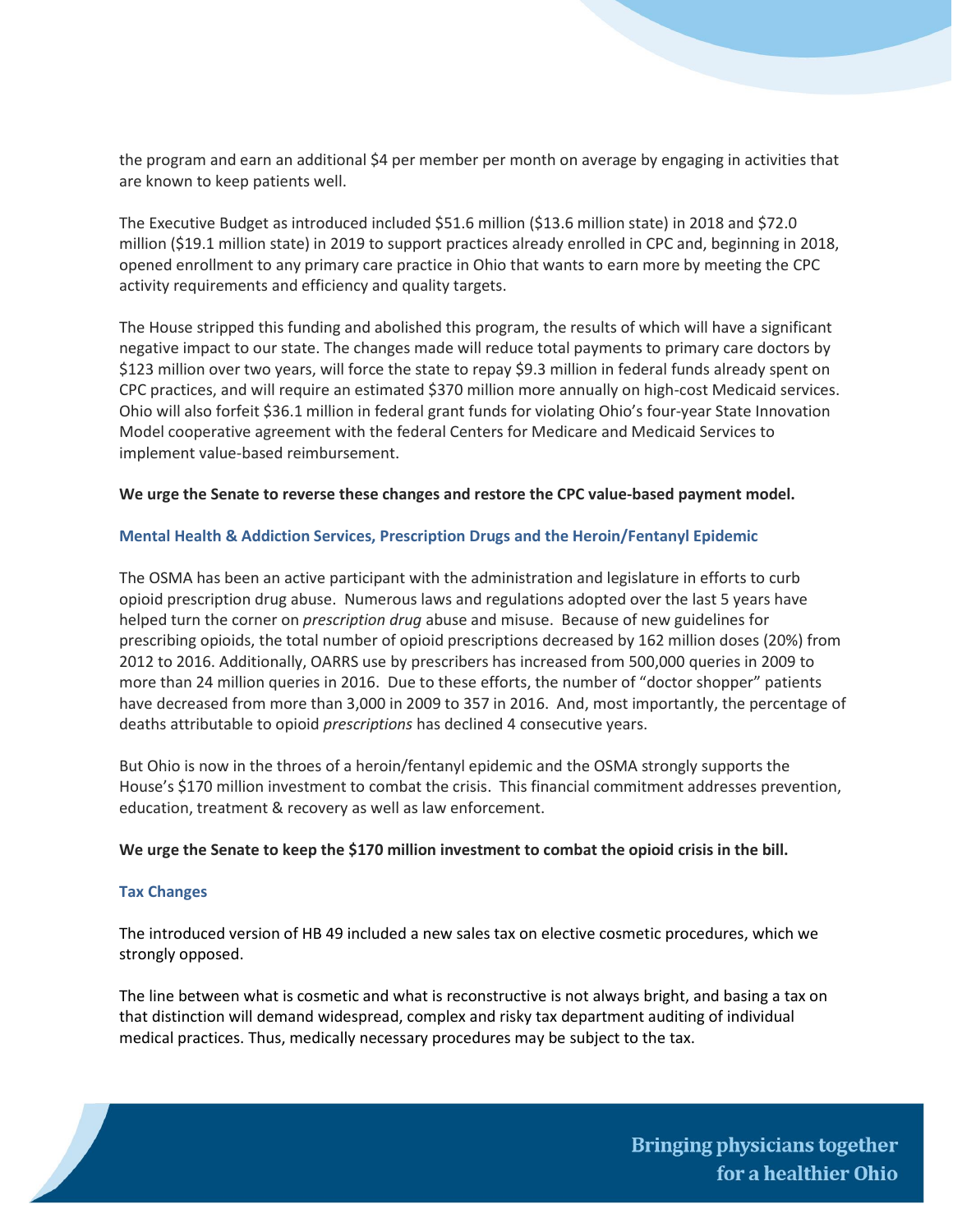the program and earn an additional $4 per member per month on average by engaging in activities that are known to keep patients well.

The Executive Budget as introduced included $51.6 million ($13.6 million state) in 2018 and $72.0 million ($19.1 million state) in 2019 to support practices already enrolled in CPC and, beginning in 2018, opened enrollment to any primary care practice in Ohio that wants to earn more by meeting the CPC activity requirements and efficiency and quality targets.

The House stripped this funding and abolished this program, the results of which will have a significant negative impact to our state. The changes made will reduce total payments to primary care doctors by $123 million over two years, will force the state to repay $9.3 million in federal funds already spent on CPC practices, and will require an estimated $370 million more annually on high-cost Medicaid services. Ohio will also forfeit $36.1 million in federal grant funds for violating Ohio's four-year State Innovation Model cooperative agreement with the federal Centers for Medicare and Medicaid Services to implement value-based reimbursement.

**We urge the Senate to reverse these changes and restore the CPC value-based payment model.**

### Mental Health & Addiction Services, Prescription Drugs and the Heroin/Fentanyl Epidemic

The OSMA has been an active participant with the administration and legislature in efforts to curb opioid prescription drug abuse. Numerous laws and regulations adopted over the last 5 years have helped turn the corner on *prescription drug* abuse and misuse. Because of new guidelines for prescribing opioids, the total number of opioid prescriptions decreased by 162 million doses (20%) from 2012 to 2016. Additionally, OARRS use by prescribers has increased from 500,000 queries in 2009 to more than 24 million queries in 2016. Due to these efforts, the number of "doctor shopper" patients have decreased from more than 3,000 in 2009 to 357 in 2016. And, most importantly, the percentage of deaths attributable to opioid *prescriptions* has declined 4 consecutive years.

But Ohio is now in the throes of a heroin/fentanyl epidemic and the OSMA strongly supports the House's $170 million investment to combat the crisis. This financial commitment addresses prevention, education, treatment & recovery as well as law enforcement.

**We urge the Senate to keep the $170 million investment to combat the opioid crisis in the bill.**

### Tax Changes

The introduced version of HB 49 included a new sales tax on elective cosmetic procedures, which we strongly opposed.

The line between what is cosmetic and what is reconstructive is not always bright, and basing a tax on that distinction will demand widespread, complex and risky tax department auditing of individual medical practices. Thus, medically necessary procedures may be subject to the tax.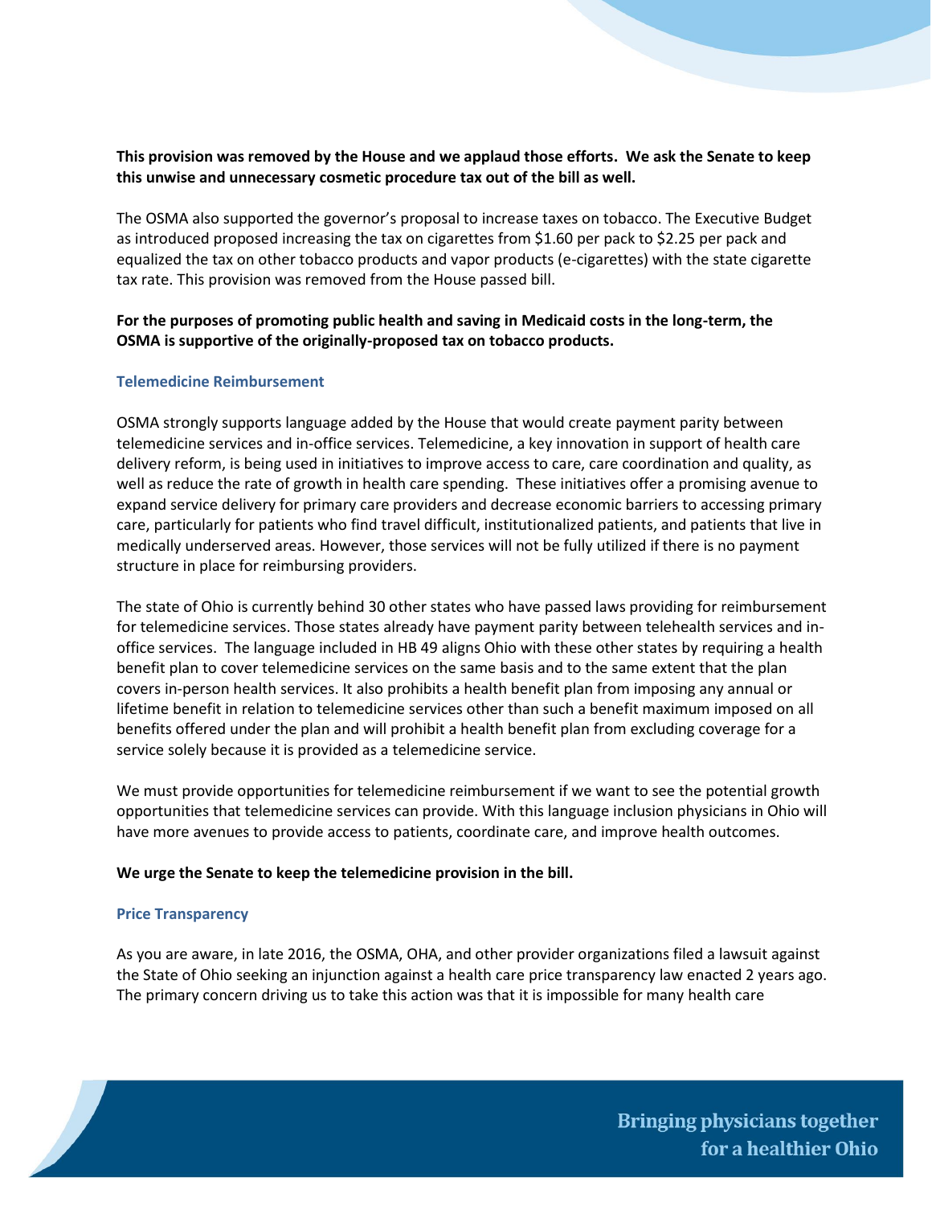**This provision was removed by the House and we applaud those efforts. We ask the Senate to keep this unwise and unnecessary cosmetic procedure tax out of the bill as well.**

The OSMA also supported the governor's proposal to increase taxes on tobacco. The Executive Budget as introduced proposed increasing the tax on cigarettes from $1.60 per pack to $2.25 per pack and equalized the tax on other tobacco products and vapor products (e-cigarettes) with the state cigarette tax rate. This provision was removed from the House passed bill.

**For the purposes of promoting public health and saving in Medicaid costs in the long-term, the OSMA is supportive of the originally-proposed tax on tobacco products.**

### Telemedicine Reimbursement

OSMA strongly supports language added by the House that would create payment parity between telemedicine services and in-office services. Telemedicine, a key innovation in support of health care delivery reform, is being used in initiatives to improve access to care, care coordination and quality, as well as reduce the rate of growth in health care spending. These initiatives offer a promising avenue to expand service delivery for primary care providers and decrease economic barriers to accessing primary care, particularly for patients who find travel difficult, institutionalized patients, and patients that live in medically underserved areas. However, those services will not be fully utilized if there is no payment structure in place for reimbursing providers.

The state of Ohio is currently behind 30 other states who have passed laws providing for reimbursement for telemedicine services. Those states already have payment parity between telehealth services and in-office services. The language included in HB 49 aligns Ohio with these other states by requiring a health benefit plan to cover telemedicine services on the same basis and to the same extent that the plan covers in-person health services. It also prohibits a health benefit plan from imposing any annual or lifetime benefit in relation to telemedicine services other than such a benefit maximum imposed on all benefits offered under the plan and will prohibit a health benefit plan from excluding coverage for a service solely because it is provided as a telemedicine service.

We must provide opportunities for telemedicine reimbursement if we want to see the potential growth opportunities that telemedicine services can provide. With this language inclusion physicians in Ohio will have more avenues to provide access to patients, coordinate care, and improve health outcomes.

**We urge the Senate to keep the telemedicine provision in the bill.**

### Price Transparency

As you are aware, in late 2016, the OSMA, OHA, and other provider organizations filed a lawsuit against the State of Ohio seeking an injunction against a health care price transparency law enacted 2 years ago. The primary concern driving us to take this action was that it is impossible for many health care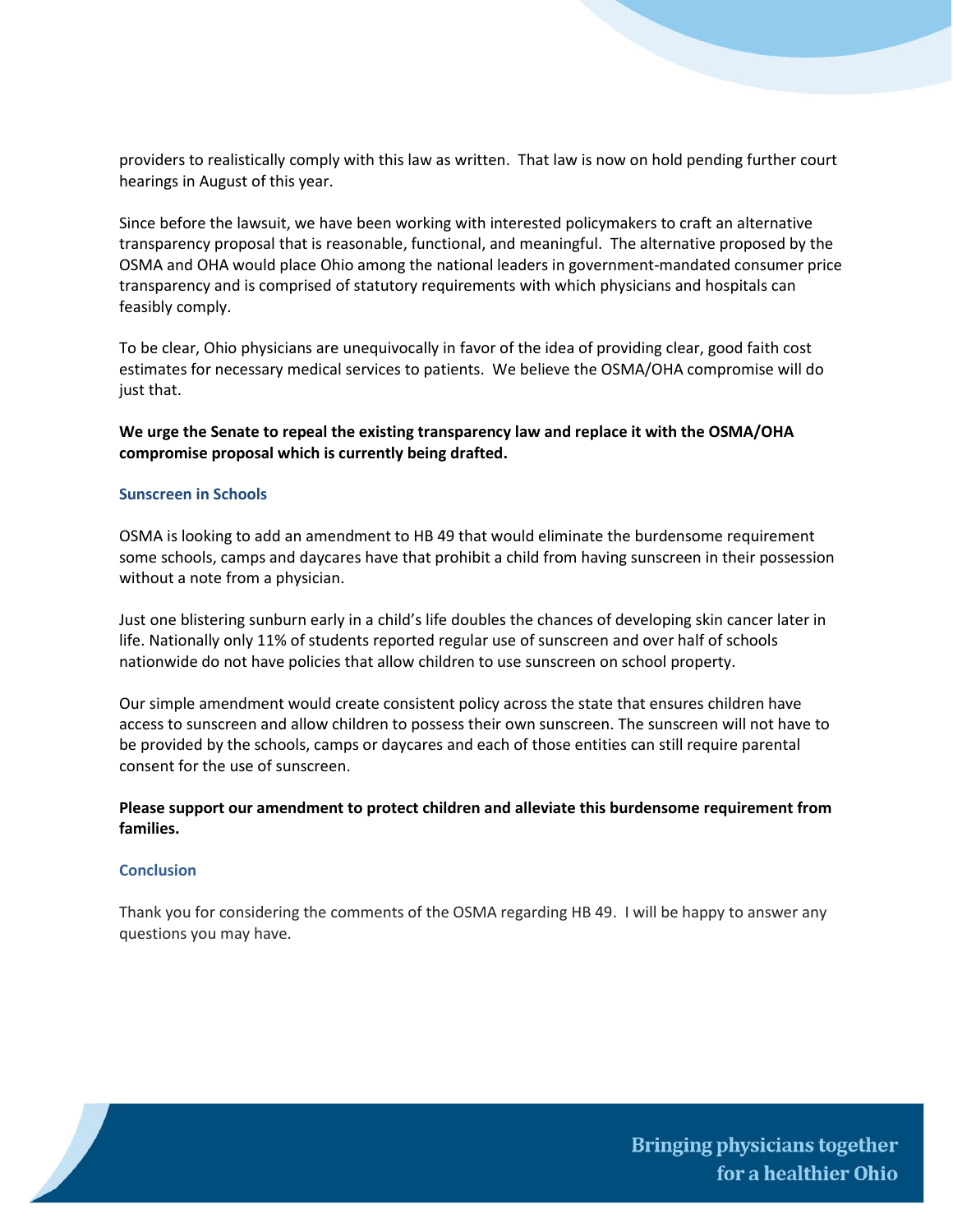providers to realistically comply with this law as written. That law is now on hold pending further court hearings in August of this year.

Since before the lawsuit, we have been working with interested policymakers to craft an alternative transparency proposal that is reasonable, functional, and meaningful. The alternative proposed by the OSMA and OHA would place Ohio among the national leaders in government-mandated consumer price transparency and is comprised of statutory requirements with which physicians and hospitals can feasibly comply.

To be clear, Ohio physicians are unequivocally in favor of the idea of providing clear, good faith cost estimates for necessary medical services to patients. We believe the OSMA/OHA compromise will do just that.

**We urge the Senate to repeal the existing transparency law and replace it with the OSMA/OHA compromise proposal which is currently being drafted.**

### Sunscreen in Schools

OSMA is looking to add an amendment to HB 49 that would eliminate the burdensome requirement some schools, camps and daycares have that prohibit a child from having sunscreen in their possession without a note from a physician.

Just one blistering sunburn early in a child's life doubles the chances of developing skin cancer later in life. Nationally only 11% of students reported regular use of sunscreen and over half of schools nationwide do not have policies that allow children to use sunscreen on school property.

Our simple amendment would create consistent policy across the state that ensures children have access to sunscreen and allow children to possess their own sunscreen. The sunscreen will not have to be provided by the schools, camps or daycares and each of those entities can still require parental consent for the use of sunscreen.

**Please support our amendment to protect children and alleviate this burdensome requirement from families.**

### Conclusion

Thank you for considering the comments of the OSMA regarding HB 49. I will be happy to answer any questions you may have.

Bringing physicians together for a healthier Ohio